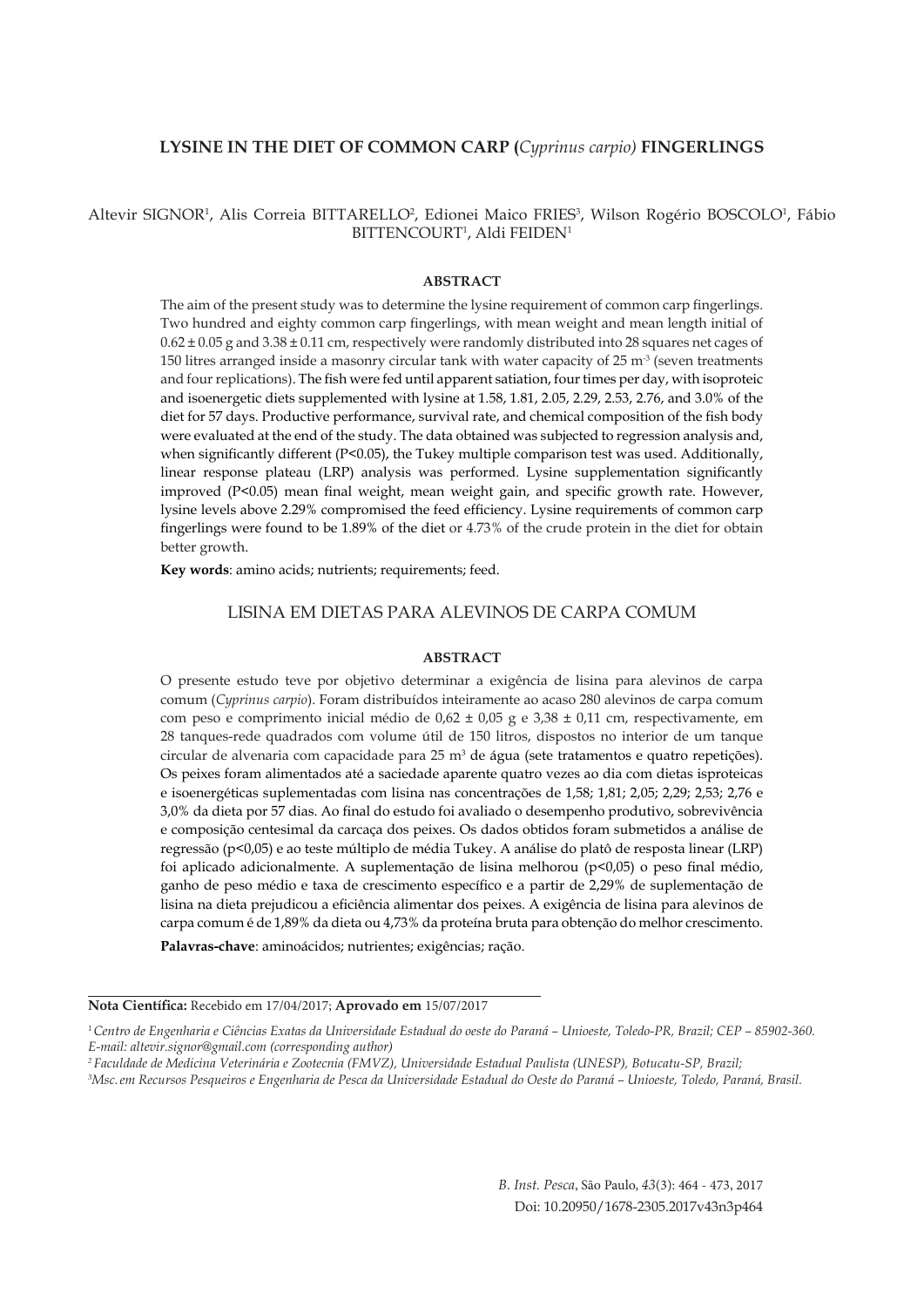# LYSINE IN THE DIET OF COMMON CARP (*Cyprinus carpio*) FINGERLINGS

Altevir SIGNOR[1], Alis Correia BITTARELLO[2], Edionei Maico FRIES[3], Wilson Rogério BOSCOLO[1], Fábio BITTENCOURT[1], Aldi FEIDEN[1]

## ABSTRACT

The aim of the present study was to determine the lysine requirement of common carp fingerlings. Two hundred and eighty common carp fingerlings, with mean weight and mean length initial of 0.62 ± 0.05 g and 3.38 ± 0.11 cm, respectively were randomly distributed into 28 squares net cages of 150 litres arranged inside a masonry circular tank with water capacity of 25 $m^{-3}$ (seven treatments and four replications). The fish were fed until apparent satiation, four times per day, with isoproteic and isoenergetic diets supplemented with lysine at 1.58, 1.81, 2.05, 2.29, 2.53, 2.76, and 3.0% of the diet for 57 days. Productive performance, survival rate, and chemical composition of the fish body were evaluated at the end of the study. The data obtained was subjected to regression analysis and, when significantly different (P<0.05), the Tukey multiple comparison test was used. Additionally, linear response plateau (LRP) analysis was performed. Lysine supplementation significantly improved (P<0.05) mean final weight, mean weight gain, and specific growth rate. However, lysine levels above 2.29% compromised the feed efficiency. Lysine requirements of common carp fingerlings were found to be 1.89% of the diet or 4.73% of the crude protein in the diet for obtain better growth.

**Key words**: amino acids; nutrients; requirements; feed.

## LISINA EM DIETAS PARA ALEVINOS DE CARPA COMUM

## ABSTRACT

O presente estudo teve por objetivo determinar a exigência de lisina para alevinos de carpa comum (*Cyprinus carpio*). Foram distribuídos inteiramente ao acaso 280 alevinos de carpa comum com peso e comprimento inicial médio de 0,62 ± 0,05 g e 3,38 ± 0,11 cm, respectivamente, em 28 tanques-rede quadrados com volume útil de 150 litros, dispostos no interior de um tanque circular de alvenaria com capacidade para 25 $m^3$ de água (sete tratamentos e quatro repetições). Os peixes foram alimentados até a saciedade aparente quatro vezes ao dia com dietas isproteicas e isoenergéticas suplementadas com lisina nas concentrações de 1,58; 1,81; 2,05; 2,29; 2,53; 2,76 e 3,0% da dieta por 57 dias. Ao final do estudo foi avaliado o desempenho produtivo, sobrevivência e composição centesimal da carcaça dos peixes. Os dados obtidos foram submetidos a análise de regressão (p<0,05) e ao teste múltiplo de média Tukey. A análise do platô de resposta linear (LRP) foi aplicado adicionalmente. A suplementação de lisina melhorou (p<0,05) o peso final médio, ganho de peso médio e taxa de crescimento específico e a partir de 2,29% de suplementação de lisina na dieta prejudicou a eficiência alimentar dos peixes. A exigência de lisina para alevinos de carpa comum é de 1,89% da dieta ou 4,73% da proteína bruta para obtenção do melhor crescimento.

**Palavras-chave**: aminoácidos; nutrientes; exigências; ração.

---

**Nota Científica:** Recebido em 17/04/2017; **Aprovado em** 15/07/2017

[1] *Centro de Engenharia e Ciências Exatas da Universidade Estadual do oeste do Paraná – Unioeste, Toledo-PR, Brazil; CEP – 85902-360. E-mail: altevir.signor@gmail.com (corresponding author)*

[2] *Faculdade de Medicina Veterinária e Zootecnia (FMVZ), Universidade Estadual Paulista (UNESP), Botucatu-SP, Brazil;*

[3] *Msc. em Recursos Pesqueiros e Engenharia de Pesca da Universidade Estadual do Oeste do Paraná – Unioeste, Toledo, Paraná, Brasil.*

Doi: 10.20950/1678-2305.2017v43n3p464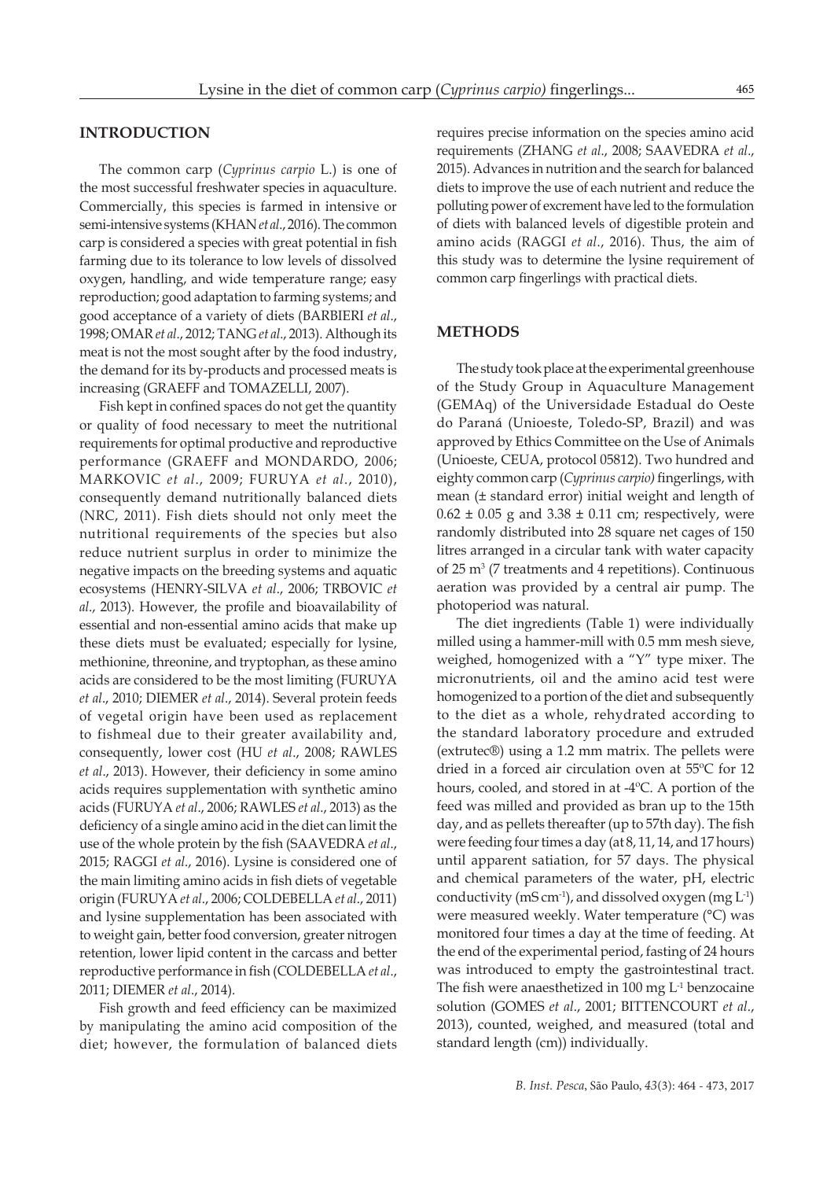## INTRODUCTION

The common carp (*Cyprinus carpio* L.) is one of the most successful freshwater species in aquaculture. Commercially, this species is farmed in intensive or semi-intensive systems (KHAN *et al*., 2016). The common carp is considered a species with great potential in fish farming due to its tolerance to low levels of dissolved oxygen, handling, and wide temperature range; easy reproduction; good adaptation to farming systems; and good acceptance of a variety of diets (BARBIERI *et al*., 1998; OMAR *et al*., 2012; TANG *et al*., 2013). Although its meat is not the most sought after by the food industry, the demand for its by-products and processed meats is increasing (GRAEFF and TOMAZELLI, 2007).

Fish kept in confined spaces do not get the quantity or quality of food necessary to meet the nutritional requirements for optimal productive and reproductive performance (GRAEFF and MONDARDO, 2006; MARKOVIC *et al*., 2009; FURUYA *et al*., 2010), consequently demand nutritionally balanced diets (NRC, 2011). Fish diets should not only meet the nutritional requirements of the species but also reduce nutrient surplus in order to minimize the negative impacts on the breeding systems and aquatic ecosystems (HENRY-SILVA *et al*., 2006; TRBOVIC *et al*., 2013). However, the profile and bioavailability of essential and non-essential amino acids that make up these diets must be evaluated; especially for lysine, methionine, threonine, and tryptophan, as these amino acids are considered to be the most limiting (FURUYA *et al*., 2010; DIEMER *et al*., 2014). Several protein feeds of vegetal origin have been used as replacement to fishmeal due to their greater availability and, consequently, lower cost (HU *et al*., 2008; RAWLES *et al*., 2013). However, their deficiency in some amino acids requires supplementation with synthetic amino acids (FURUYA *et al*., 2006; RAWLES *et al*., 2013) as the deficiency of a single amino acid in the diet can limit the use of the whole protein by the fish (SAAVEDRA *et al*., 2015; RAGGI *et al*., 2016). Lysine is considered one of the main limiting amino acids in fish diets of vegetable origin (FURUYA *et al*., 2006; COLDEBELLA *et al*., 2011) and lysine supplementation has been associated with to weight gain, better food conversion, greater nitrogen retention, lower lipid content in the carcass and better reproductive performance in fish (COLDEBELLA *et al*., 2011; DIEMER *et al*., 2014).

Fish growth and feed efficiency can be maximized by manipulating the amino acid composition of the diet; however, the formulation of balanced diets requires precise information on the species amino acid requirements (ZHANG *et al*., 2008; SAAVEDRA *et al*., 2015). Advances in nutrition and the search for balanced diets to improve the use of each nutrient and reduce the polluting power of excrement have led to the formulation of diets with balanced levels of digestible protein and amino acids (RAGGI *et al*., 2016). Thus, the aim of this study was to determine the lysine requirement of common carp fingerlings with practical diets.

## METHODS

The study took place at the experimental greenhouse of the Study Group in Aquaculture Management (GEMAq) of the Universidade Estadual do Oeste do Paraná (Unioeste, Toledo-SP, Brazil) and was approved by Ethics Committee on the Use of Animals (Unioeste, CEUA, protocol 05812). Two hundred and eighty common carp (*Cyprinus carpio*) fingerlings, with mean (± standard error) initial weight and length of $0.62 \pm 0.05$ g and $3.38 \pm 0.11$ cm; respectively, were randomly distributed into 28 square net cages of 150 litres arranged in a circular tank with water capacity of 25 $m^3$ (7 treatments and 4 repetitions). Continuous aeration was provided by a central air pump. The photoperiod was natural.

The diet ingredients (Table 1) were individually milled using a hammer-mill with 0.5 mm mesh sieve, weighed, homogenized with a "Y" type mixer. The micronutrients, oil and the amino acid test were homogenized to a portion of the diet and subsequently to the diet as a whole, rehydrated according to the standard laboratory procedure and extruded (extrutec®) using a 1.2 mm matrix. The pellets were dried in a forced air circulation oven at 55ºC for 12 hours, cooled, and stored in at -4ºC. A portion of the feed was milled and provided as bran up to the 15th day, and as pellets thereafter (up to 57th day). The fish were feeding four times a day (at 8, 11, 14, and 17 hours) until apparent satiation, for 57 days. The physical and chemical parameters of the water, pH, electric conductivity (mS $cm^{-1}$), and dissolved oxygen (mg $L^{-1}$) were measured weekly. Water temperature (°C) was monitored four times a day at the time of feeding. At the end of the experimental period, fasting of 24 hours was introduced to empty the gastrointestinal tract. The fish were anaesthetized in 100 mg $L^{-1}$ benzocaine solution (GOMES *et al*., 2001; BITTENCOURT *et al*., 2013), counted, weighed, and measured (total and standard length (cm)) individually.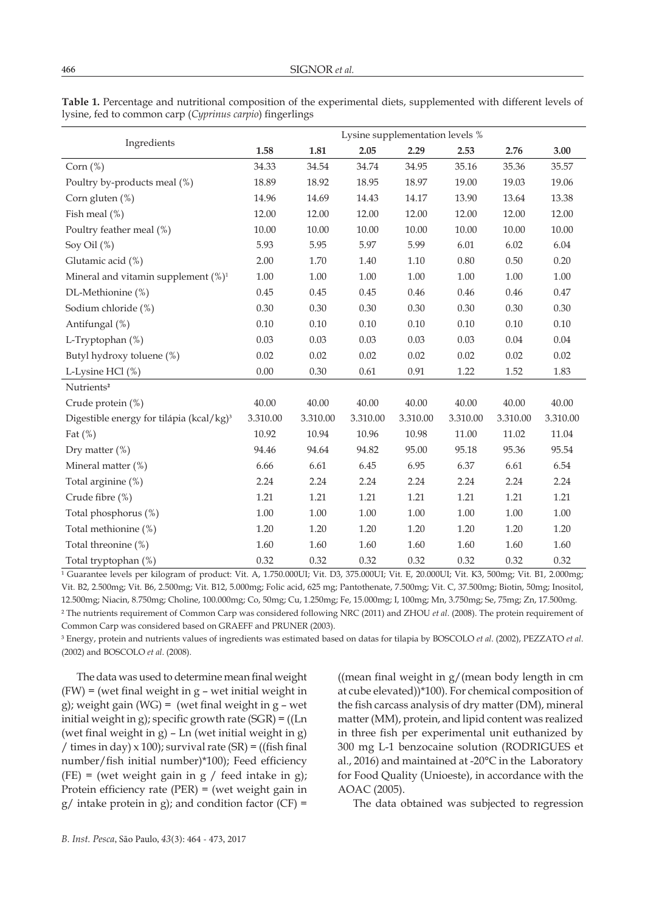**Table 1.** Percentage and nutritional composition of the experimental diets, supplemented with different levels of lysine, fed to common carp (*Cyprinus carpio*) fingerlings

| Ingredients | Lysine supplementation levels % | | | | | | |
|---|---|---|---|---|---|---|---|
| | **1.58** | **1.81** | **2.05** | **2.29** | **2.53** | **2.76** | **3.00** |
| Corn (%) | 34.33 | 34.54 | 34.74 | 34.95 | 35.16 | 35.36 | 35.57 |
| Poultry by-products meal (%) | 18.89 | 18.92 | 18.95 | 18.97 | 19.00 | 19.03 | 19.06 |
| Corn gluten (%) | 14.96 | 14.69 | 14.43 | 14.17 | 13.90 | 13.64 | 13.38 |
| Fish meal (%) | 12.00 | 12.00 | 12.00 | 12.00 | 12.00 | 12.00 | 12.00 |
| Poultry feather meal (%) | 10.00 | 10.00 | 10.00 | 10.00 | 10.00 | 10.00 | 10.00 |
| Soy Oil (%) | 5.93 | 5.95 | 5.97 | 5.99 | 6.01 | 6.02 | 6.04 |
| Glutamic acid (%) | 2.00 | 1.70 | 1.40 | 1.10 | 0.80 | 0.50 | 0.20 |
| Mineral and vitamin supplement (%)[1] | 1.00 | 1.00 | 1.00 | 1.00 | 1.00 | 1.00 | 1.00 |
| DL-Methionine (%) | 0.45 | 0.45 | 0.45 | 0.46 | 0.46 | 0.46 | 0.47 |
| Sodium chloride (%) | 0.30 | 0.30 | 0.30 | 0.30 | 0.30 | 0.30 | 0.30 |
| Antifungal (%) | 0.10 | 0.10 | 0.10 | 0.10 | 0.10 | 0.10 | 0.10 |
| L-Tryptophan (%) | 0.03 | 0.03 | 0.03 | 0.03 | 0.03 | 0.04 | 0.04 |
| Butyl hydroxy toluene (%) | 0.02 | 0.02 | 0.02 | 0.02 | 0.02 | 0.02 | 0.02 |
| L-Lysine HCl (%) | 0.00 | 0.30 | 0.61 | 0.91 | 1.22 | 1.52 | 1.83 |
| Nutrients[2] | | | | | | | |
| Crude protein (%) | 40.00 | 40.00 | 40.00 | 40.00 | 40.00 | 40.00 | 40.00 |
| Digestible energy for tilápia (kcal/kg)[3] | 3.310.00 | 3.310.00 | 3.310.00 | 3.310.00 | 3.310.00 | 3.310.00 | 3.310.00 |
| Fat (%) | 10.92 | 10.94 | 10.96 | 10.98 | 11.00 | 11.02 | 11.04 |
| Dry matter (%) | 94.46 | 94.64 | 94.82 | 95.00 | 95.18 | 95.36 | 95.54 |
| Mineral matter (%) | 6.66 | 6.61 | 6.45 | 6.95 | 6.37 | 6.61 | 6.54 |
| Total arginine (%) | 2.24 | 2.24 | 2.24 | 2.24 | 2.24 | 2.24 | 2.24 |
| Crude fibre (%) | 1.21 | 1.21 | 1.21 | 1.21 | 1.21 | 1.21 | 1.21 |
| Total phosphorus (%) | 1.00 | 1.00 | 1.00 | 1.00 | 1.00 | 1.00 | 1.00 |
| Total methionine (%) | 1.20 | 1.20 | 1.20 | 1.20 | 1.20 | 1.20 | 1.20 |
| Total threonine (%) | 1.60 | 1.60 | 1.60 | 1.60 | 1.60 | 1.60 | 1.60 |
| Total tryptophan (%) | 0.32 | 0.32 | 0.32 | 0.32 | 0.32 | 0.32 | 0.32 |

[1] Guarantee levels per kilogram of product: Vit. A, 1.750.000UI; Vit. D3, 375.000UI; Vit. E, 20.000UI; Vit. K3, 500mg; Vit. B1, 2.000mg; Vit. B2, 2.500mg; Vit. B6, 2.500mg; Vit. B12, 5.000mg; Folic acid, 625 mg; Pantothenate, 7.500mg; Vit. C, 37.500mg; Biotin, 50mg; Inositol, 12.500mg; Niacin, 8.750mg; Choline, 100.000mg; Co, 50mg; Cu, 1.250mg; Fe, 15.000mg; I, 100mg; Mn, 3.750mg; Se, 75mg; Zn, 17.500mg.
[2] The nutrients requirement of Common Carp was considered following NRC (2011) and ZHOU *et al*. (2008). The protein requirement of Common Carp was considered based on GRAEFF and PRUNER (2003).
[3] Energy, protein and nutrients values of ingredients was estimated based on datas for tilapia by BOSCOLO *et al*. (2002), PEZZATO *et al*. (2002) and BOSCOLO *et al*. (2008).

The data was used to determine mean final weight (FW) = (wet final weight in g – wet initial weight in g); weight gain (WG) = (wet final weight in g – wet initial weight in g); specific growth rate (SGR) = ((Ln (wet final weight in g) – Ln (wet initial weight in g) / times in day) x 100); survival rate (SR) = ((fish final number/fish initial number)*100); Feed efficiency (FE) = (wet weight gain in g / feed intake in g); Protein efficiency rate (PER) = (wet weight gain in g/ intake protein in g); and condition factor (CF) = ((mean final weight in g/(mean body length in cm at cube elevated))*100). For chemical composition of the fish carcass analysis of dry matter (DM), mineral matter (MM), protein, and lipid content was realized in three fish per experimental unit euthanized by 300 mg L-1 benzocaine solution (RODRIGUES et al., 2016) and maintained at -20°C in the Laboratory for Food Quality (Unioeste), in accordance with the AOAC (2005).

The data obtained was subjected to regression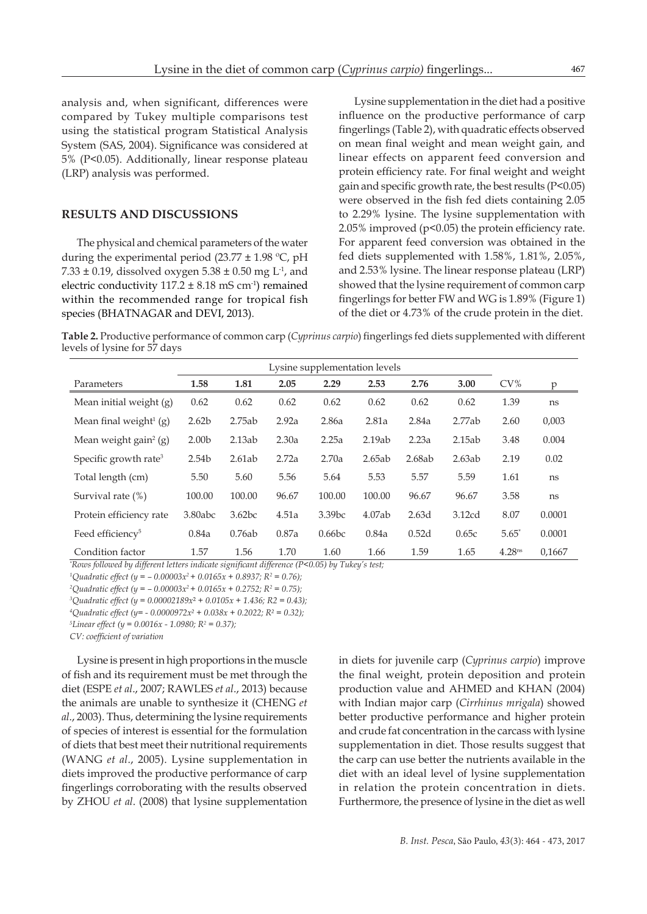analysis and, when significant, differences were compared by Tukey multiple comparisons test using the statistical program Statistical Analysis System (SAS, 2004). Significance was considered at 5% ($P<0.05$). Additionally, linear response plateau (LRP) analysis was performed.

## RESULTS AND DISCUSSIONS

The physical and chemical parameters of the water during the experimental period (23.77 ± 1.98 ºC, pH 7.33 ± 0.19, dissolved oxygen 5.38 ± 0.50 mg $L^{-1}$, and electric conductivity 117.2 ± 8.18 mS $cm^{-1}$) remained within the recommended range for tropical fish species (BHATNAGAR and DEVI, 2013).

Lysine supplementation in the diet had a positive influence on the productive performance of carp fingerlings (Table 2), with quadratic effects observed on mean final weight and mean weight gain, and linear effects on apparent feed conversion and protein efficiency rate. For final weight and weight gain and specific growth rate, the best results ($P<0.05$) were observed in the fish fed diets containing 2.05 to 2.29% lysine. The lysine supplementation with 2.05% improved ($p<0.05$) the protein efficiency rate. For apparent feed conversion was obtained in the fed diets supplemented with 1.58%, 1.81%, 2.05%, and 2.53% lysine. The linear response plateau (LRP) showed that the lysine requirement of common carp fingerlings for better FW and WG is 1.89% (Figure 1) of the diet or 4.73% of the crude protein in the diet.

**Table 2.** Productive performance of common carp (*Cyprinus carpio*) fingerlings fed diets supplemented with different levels of lysine for 57 days

| | Lysine supplementation levels | | | | | | | | |
|---|---|---|---|---|---|---|---|---|---|
| Parameters | **1.58** | **1.81** | **2.05** | **2.29** | **2.53** | **2.76** | **3.00** | CV% | p |
| Mean initial weight (g) | 0.62 | 0.62 | 0.62 | 0.62 | 0.62 | 0.62 | 0.62 | 1.39 | ns |
| Mean final weight[1] (g) | 2.62b | 2.75ab | 2.92a | 2.86a | 2.81a | 2.84a | 2.77ab | 2.60 | 0,003 |
| Mean weight gain[2] (g) | 2.00b | 2.13ab | 2.30a | 2.25a | 2.19ab | 2.23a | 2.15ab | 3.48 | 0.004 |
| Specific growth rate[3] | 2.54b | 2.61ab | 2.72a | 2.70a | 2.65ab | 2.68ab | 2.63ab | 2.19 | 0.02 |
| Total length (cm) | 5.50 | 5.60 | 5.56 | 5.64 | 5.53 | 5.57 | 5.59 | 1.61 | ns |
| Survival rate (%) | 100.00 | 100.00 | 96.67 | 100.00 | 100.00 | 96.67 | 96.67 | 3.58 | ns |
| Protein efficiency rate | 3.80abc | 3.62bc | 4.51a | 3.39bc | 4.07ab | 2.63d | 3.12cd | 8.07 | 0.0001 |
| Feed efficiency[5] | 0.84a | 0.76ab | 0.87a | 0.66bc | 0.84a | 0.52d | 0.65c | 5.65* | 0.0001 |
| Condition factor | 1.57 | 1.56 | 1.70 | 1.60 | 1.66 | 1.59 | 1.65 | 4.28ns | 0,1667 |

*Rows followed by different letters indicate significant difference ($P<0.05$) by Tukey's test;*

[1]*Quadratic effect ($y = -0.00003x^2 + 0.0165x + 0.8937$; $R^2 = 0.76$);*

[2]*Quadratic effect ($y = -0.00003x^2 + 0.0165x + 0.2752$; $R^2 = 0.75$);*

[3]*Quadratic effect ($y = 0.00002189x^2 + 0.0105x + 1.436$; $R2 = 0.43$);*

[4]*Quadratic effect ($y = -0.0000972x^2 + 0.038x + 0.2022$; $R^2 = 0.32$);*

[5]*Linear effect ($y = 0.0016x - 1.0980$; $R^2 = 0.37$);*

*CV: coefficient of variation*

Lysine is present in high proportions in the muscle of fish and its requirement must be met through the diet (ESPE *et al*., 2007; RAWLES *et al*., 2013) because the animals are unable to synthesize it (CHENG *et al*., 2003). Thus, determining the lysine requirements of species of interest is essential for the formulation of diets that best meet their nutritional requirements (WANG *et al*., 2005). Lysine supplementation in diets improved the productive performance of carp fingerlings corroborating with the results observed by ZHOU *et al*. (2008) that lysine supplementation in diets for juvenile carp (*Cyprinus carpio*) improve the final weight, protein deposition and protein production value and AHMED and KHAN (2004) with Indian major carp (*Cirrhinus mrigala*) showed better productive performance and higher protein and crude fat concentration in the carcass with lysine supplementation in diet. Those results suggest that the carp can use better the nutrients available in the diet with an ideal level of lysine supplementation in relation the protein concentration in diets. Furthermore, the presence of lysine in the diet as well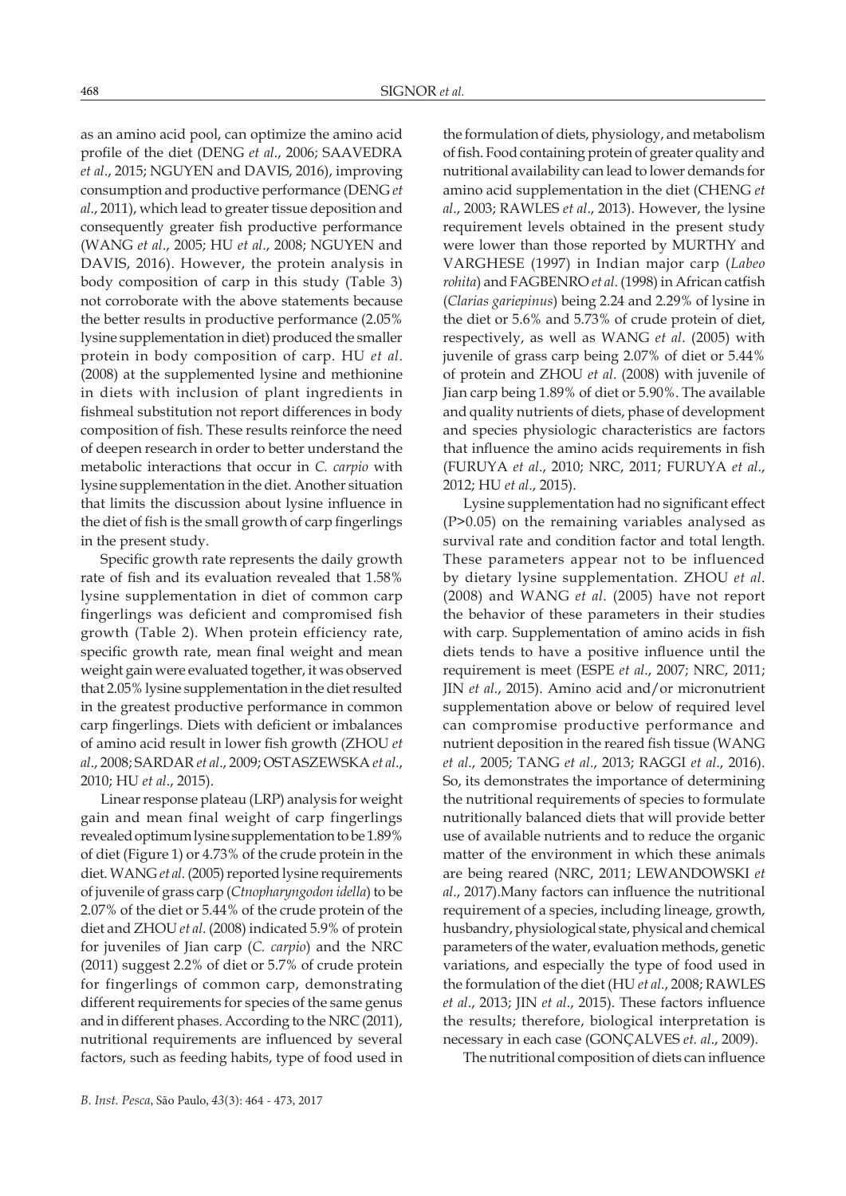as an amino acid pool, can optimize the amino acid profile of the diet (DENG *et al*., 2006; SAAVEDRA *et al*., 2015; NGUYEN and DAVIS, 2016), improving consumption and productive performance (DENG *et al*., 2011), which lead to greater tissue deposition and consequently greater fish productive performance (WANG *et al*., 2005; HU *et al*., 2008; NGUYEN and DAVIS, 2016). However, the protein analysis in body composition of carp in this study (Table 3) not corroborate with the above statements because the better results in productive performance (2.05% lysine supplementation in diet) produced the smaller protein in body composition of carp. HU *et al*. (2008) at the supplemented lysine and methionine in diets with inclusion of plant ingredients in fishmeal substitution not report differences in body composition of fish. These results reinforce the need of deepen research in order to better understand the metabolic interactions that occur in *C. carpio* with lysine supplementation in the diet. Another situation that limits the discussion about lysine influence in the diet of fish is the small growth of carp fingerlings in the present study.

Specific growth rate represents the daily growth rate of fish and its evaluation revealed that 1.58% lysine supplementation in diet of common carp fingerlings was deficient and compromised fish growth (Table 2). When protein efficiency rate, specific growth rate, mean final weight and mean weight gain were evaluated together, it was observed that 2.05% lysine supplementation in the diet resulted in the greatest productive performance in common carp fingerlings. Diets with deficient or imbalances of amino acid result in lower fish growth (ZHOU *et al*., 2008; SARDAR *et al*., 2009; OSTASZEWSKA *et al*., 2010; HU *et al*., 2015).

Linear response plateau (LRP) analysis for weight gain and mean final weight of carp fingerlings revealed optimum lysine supplementation to be 1.89% of diet (Figure 1) or 4.73% of the crude protein in the diet. WANG *et al*. (2005) reported lysine requirements of juvenile of grass carp (*Ctnopharyngodon idella*) to be 2.07% of the diet or 5.44% of the crude protein of the diet and ZHOU *et al*. (2008) indicated 5.9% of protein for juveniles of Jian carp (*C. carpio*) and the NRC (2011) suggest 2.2% of diet or 5.7% of crude protein for fingerlings of common carp, demonstrating different requirements for species of the same genus and in different phases. According to the NRC (2011), nutritional requirements are influenced by several factors, such as feeding habits, type of food used in the formulation of diets, physiology, and metabolism of fish. Food containing protein of greater quality and nutritional availability can lead to lower demands for amino acid supplementation in the diet (CHENG *et al*., 2003; RAWLES *et al*., 2013). However, the lysine requirement levels obtained in the present study were lower than those reported by MURTHY and VARGHESE (1997) in Indian major carp (*Labeo rohita*) and FAGBENRO *et al*. (1998) in African catfish (*Clarias gariepinus*) being 2.24 and 2.29% of lysine in the diet or 5.6% and 5.73% of crude protein of diet, respectively, as well as WANG *et al*. (2005) with juvenile of grass carp being 2.07% of diet or 5.44% of protein and ZHOU *et al*. (2008) with juvenile of Jian carp being 1.89% of diet or 5.90%. The available and quality nutrients of diets, phase of development and species physiologic characteristics are factors that influence the amino acids requirements in fish (FURUYA *et al*., 2010; NRC, 2011; FURUYA *et al*., 2012; HU *et al*., 2015).

Lysine supplementation had no significant effect ($P>0.05$) on the remaining variables analysed as survival rate and condition factor and total length. These parameters appear not to be influenced by dietary lysine supplementation. ZHOU *et al*. (2008) and WANG *et al*. (2005) have not report the behavior of these parameters in their studies with carp. Supplementation of amino acids in fish diets tends to have a positive influence until the requirement is meet (ESPE *et al*., 2007; NRC, 2011; JIN *et al*., 2015). Amino acid and/or micronutrient supplementation above or below of required level can compromise productive performance and nutrient deposition in the reared fish tissue (WANG *et al*., 2005; TANG *et al*., 2013; RAGGI *et al*., 2016). So, its demonstrates the importance of determining the nutritional requirements of species to formulate nutritionally balanced diets that will provide better use of available nutrients and to reduce the organic matter of the environment in which these animals are being reared (NRC, 2011; LEWANDOWSKI *et al*., 2017).Many factors can influence the nutritional requirement of a species, including lineage, growth, husbandry, physiological state, physical and chemical parameters of the water, evaluation methods, genetic variations, and especially the type of food used in the formulation of the diet (HU *et al*., 2008; RAWLES *et al*., 2013; JIN *et al*., 2015). These factors influence the results; therefore, biological interpretation is necessary in each case (GONÇALVES *et. al*., 2009).

The nutritional composition of diets can influence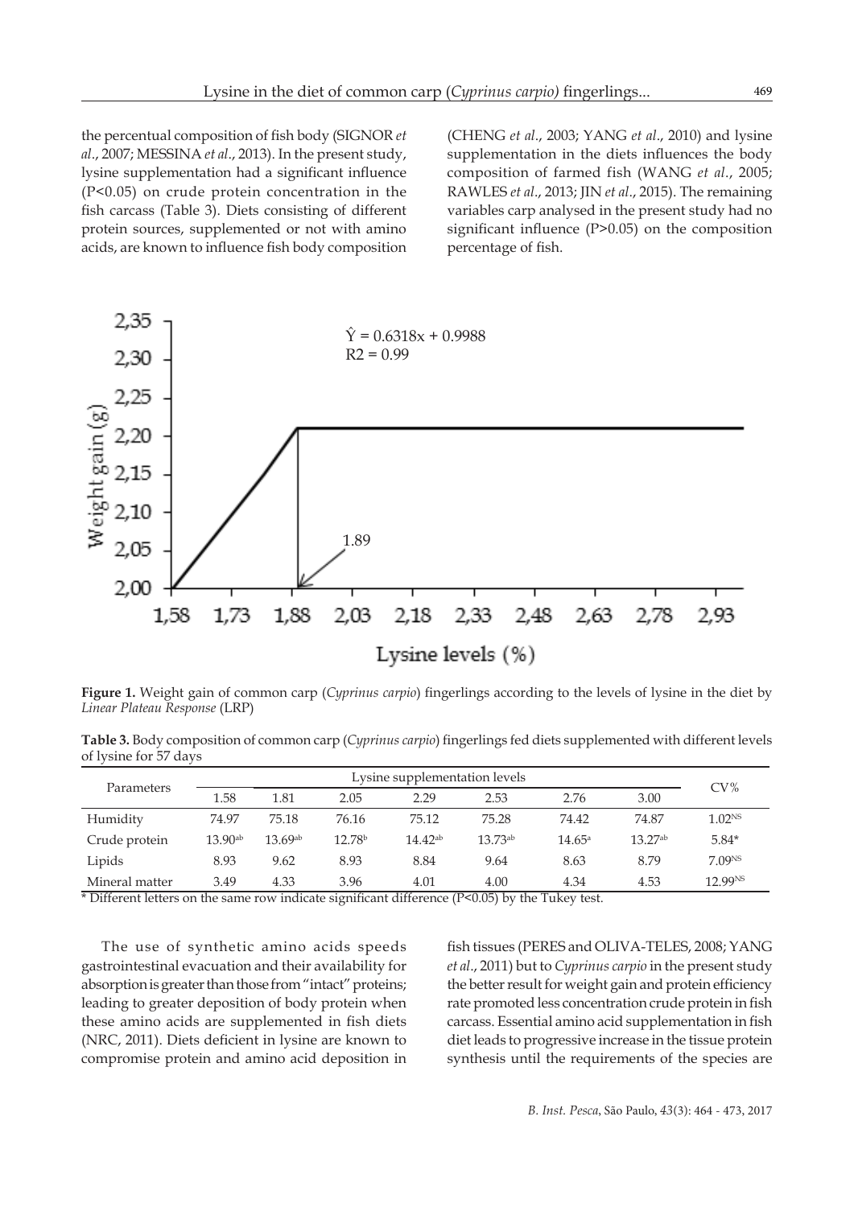the percentual composition of fish body (SIGNOR *et al*., 2007; MESSINA *et al*., 2013). In the present study, lysine supplementation had a significant influence ($P<0.05$) on crude protein concentration in the fish carcass (Table 3). Diets consisting of different protein sources, supplemented or not with amino acids, are known to influence fish body composition (CHENG *et al*., 2003; YANG *et al*., 2010) and lysine supplementation in the diets influences the body composition of farmed fish (WANG *et al*., 2005; RAWLES *et al*., 2013; JIN *et al*., 2015). The remaining variables carp analysed in the present study had no significant influence ($P>0.05$) on the composition percentage of fish.

**Figure 1.** Weight gain of common carp (*Cyprinus carpio*) fingerlings according to the levels of lysine in the diet by *Linear Plateau Response* (LRP)

**Table 3.** Body composition of common carp (*Cyprinus carpio*) fingerlings fed diets supplemented with different levels of lysine for 57 days

| Parameters | Lysine supplementation levels | | | | | | | CV% |
|---|---|---|---|---|---|---|---|---|
| | 1.58 | 1.81 | 2.05 | 2.29 | 2.53 | 2.76 | 3.00 | |
| Humidity | 74.97 | 75.18 | 76.16 | 75.12 | 75.28 | 74.42 | 74.87 | 1.02[NS] |
| Crude protein | 13.90[ab] | 13.69[ab] | 12.78[b] | 14.42[ab] | 13.73[ab] | 14.65[a] | 13.27[ab] | 5.84* |
| Lipids | 8.93 | 9.62 | 8.93 | 8.84 | 9.64 | 8.63 | 8.79 | 7.09[NS] |
| Mineral matter | 3.49 | 4.33 | 3.96 | 4.01 | 4.00 | 4.34 | 4.53 | 12.99[NS] |

* Different letters on the same row indicate significant difference ($P<0.05$) by the Tukey test.

The use of synthetic amino acids speeds gastrointestinal evacuation and their availability for absorption is greater than those from "intact" proteins; leading to greater deposition of body protein when these amino acids are supplemented in fish diets (NRC, 2011). Diets deficient in lysine are known to compromise protein and amino acid deposition in fish tissues (PERES and OLIVA-TELES, 2008; YANG *et al*., 2011) but to *Cyprinus carpio* in the present study the better result for weight gain and protein efficiency rate promoted less concentration crude protein in fish carcass. Essential amino acid supplementation in fish diet leads to progressive increase in the tissue protein synthesis until the requirements of the species are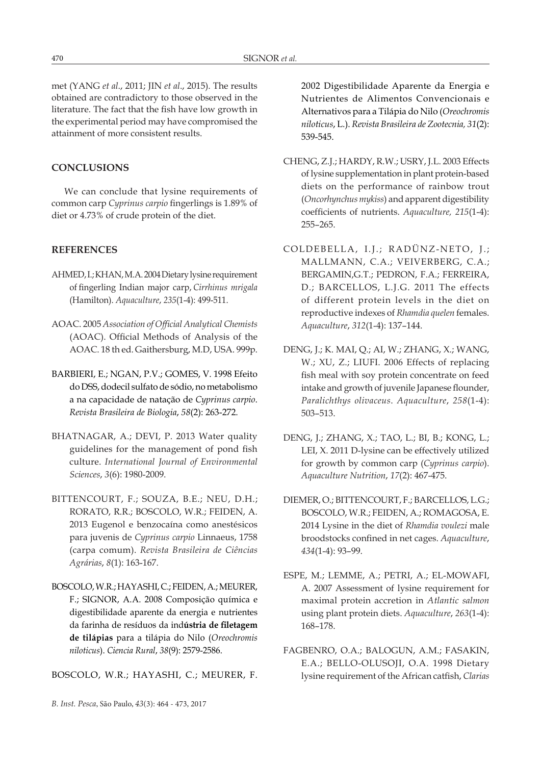met (YANG *et al.*, 2011; JIN *et al.*, 2015). The results obtained are contradictory to those observed in the literature. The fact that the fish have low growth in the experimental period may have compromised the attainment of more consistent results.

## CONCLUSIONS

We can conclude that lysine requirements of common carp *Cyprinus carpio* fingerlings is 1.89% of diet or 4.73% of crude protein of the diet.

## REFERENCES

AHMED, I.; KHAN, M.A. 2004 Dietary lysine requirement of fingerling Indian major carp, *Cirrhinus mrigala* (Hamilton). *Aquaculture*, *235*(1-4): 499-511.

AOAC. 2005 *Association of Official Analytical Chemists* (AOAC). Official Methods of Analysis of the AOAC. 18 th ed. Gaithersburg, M.D, USA. 999p.

BARBIERI, E.; NGAN, P.V.; GOMES, V. 1998 Efeito do DSS, dodecil sulfato de sódio, no metabolismo a na capacidade de natação de *Cyprinus carpio*. *Revista Brasileira de Biologia*, *58*(2): 263-272.

BHATNAGAR, A.; DEVI, P. 2013 Water quality guidelines for the management of pond fish culture. *International Journal of Environmental Sciences*, *3*(6): 1980-2009.

BITTENCOURT, F.; SOUZA, B.E.; NEU, D.H.; RORATO, R.R.; BOSCOLO, W.R.; FEIDEN, A. 2013 Eugenol e benzocaína como anestésicos para juvenis de *Cyprinus carpio* Linnaeus, 1758 (carpa comum). *Revista Brasileira de Ciências Agrárias*, *8*(1): 163-167.

BOSCOLO, W.R.; HAYASHI, C.; FEIDEN, A.; MEURER, F.; SIGNOR, A.A. 2008 Composição química e digestibilidade aparente da energia e nutrientes da farinha de resíduos da ind**ústria de filetagem de tilápias** para a tilápia do Nilo (*Oreochromis niloticus*). *Ciencia Rural*, *38*(9): 2579-2586.

BOSCOLO, W.R.; HAYASHI, C.; MEURER, F. 2002 Digestibilidade Aparente da Energia e Nutrientes de Alimentos Convencionais e Alternativos para a Tilápia do Nilo (*Oreochromis niloticus*, L.). *Revista Brasileira de Zootecnia, 31*(2): 539-545.

CHENG, Z.J.; HARDY, R.W.; USRY, J.L. 2003 Effects of lysine supplementation in plant protein-based diets on the performance of rainbow trout (*Oncorhynchus mykiss*) and apparent digestibility coefficients of nutrients. *Aquaculture, 215*(1-4): 255–265.

COLDEBELLA, I.J.; RADÜNZ-NETO, J.; MALLMANN, C.A.; VEIVERBERG, C.A.; BERGAMIN,G.T.; PEDRON, F.A.; FERREIRA, D.; BARCELLOS, L.J.G. 2011 The effects of different protein levels in the diet on reproductive indexes of *Rhamdia quelen* females. *Aquaculture*, *312*(1-4): 137–144.

DENG, J.; K. MAI, Q.; AI, W.; ZHANG, X.; WANG, W.; XU, Z.; LIUFI. 2006 Effects of replacing fish meal with soy protein concentrate on feed intake and growth of juvenile Japanese flounder, *Paralichthys olivaceus*. *Aquaculture*, *258*(1-4): 503–513.

DENG, J.; ZHANG, X.; TAO, L.; BI, B.; KONG, L.; LEI, X. 2011 D-lysine can be effectively utilized for growth by common carp (*Cyprinus carpio*). *Aquaculture Nutrition*, *17*(2): 467-475.

DIEMER, O.; BITTENCOURT, F.; BARCELLOS, L.G.; BOSCOLO, W.R.; FEIDEN, A.; ROMAGOSA, E. 2014 Lysine in the diet of *Rhamdia voulezi* male broodstocks confined in net cages. *Aquaculture*, *434*(1-4): 93–99.

ESPE, M.; LEMME, A.; PETRI, A.; EL-MOWAFI, A. 2007 Assessment of lysine requirement for maximal protein accretion in *Atlantic salmon* using plant protein diets. *Aquaculture*, *263*(1-4): 168–178.

FAGBENRO, O.A.; BALOGUN, A.M.; FASAKIN, E.A.; BELLO-OLUSOJI, O.A. 1998 Dietary lysine requirement of the African catfish, *Clarias*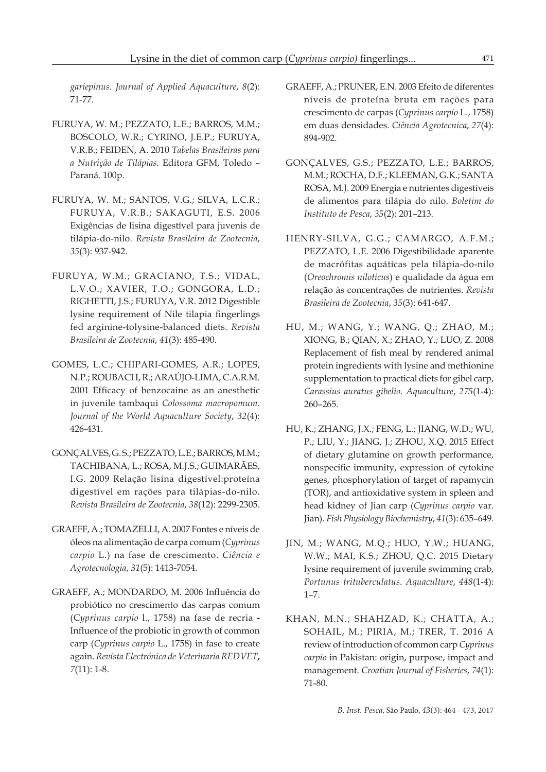*gariepinus*. *Journal of Applied Aquaculture*, *8*(2): 71-77.

FURUYA, W. M.; PEZZATO, L.E.; BARROS, M.M.; BOSCOLO, W.R.; CYRINO, J.E.P.; FURUYA, V.R.B.; FEIDEN, A. 2010 *Tabelas Brasileiras para a Nutrição de Tilápias*. Editora GFM, Toledo – Paraná. 100p.

FURUYA, W. M.; SANTOS, V.G.; SILVA, L.C.R.; FURUYA, V.R.B.; SAKAGUTI, E.S. 2006 Exigências de lisina digestível para juvenis de tilápia-do-nilo. *Revista Brasileira de Zootecnia*, *35*(3): 937-942.

FURUYA, W.M.; GRACIANO, T.S.; VIDAL, L.V.O.; XAVIER, T.O.; GONGORA, L.D.; RIGHETTI, J.S.; FURUYA, V.R. 2012 Digestible lysine requirement of Nile tilapia fingerlings fed arginine-tolysine-balanced diets. *Revista Brasileira de Zootecnia*, *41*(3): 485-490.

GOMES, L.C.; CHIPARI-GOMES, A.R.; LOPES, N.P.; ROUBACH, R.; ARAÚJO-LIMA, C.A.R.M. 2001 Efficacy of benzocaine as an anesthetic in juvenile tambaqui *Colossoma macropomum*. *Journal of the World Aquaculture Society*, *32*(4): 426-431.

GONÇALVES, G. S.; PEZZATO, L.E.; BARROS, M.M.; TACHIBANA, L.; ROSA, M.J.S.; GUIMARÃES, I.G. 2009 Relação lisina digestível:proteína digestível em rações para tilápias-do-nilo. *Revista Brasileira de Zootecnia*, *38*(12): 2299-2305.

GRAEFF, A.; TOMAZELLI, A. 2007 Fontes e níveis de óleos na alimentação de carpa comum (*Cyprinus carpio* L.) na fase de crescimento. *Ciência e Agrotecnologia*, *31*(5): 1413-7054.

GRAEFF, A.; MONDARDO, M. 2006 Influência do probiótico no crescimento das carpas comum (C*yprinus carpio* l., 1758) na fase de recria **-** Influence of the probiotic in growth of common carp (*Cyprinus carpio* L., 1758) in fase to create again. *Revista Electrónica de Veterinaria REDVET***,** *7*(11): 1-8.

GRAEFF, A.; PRUNER, E.N. 2003 Efeito de diferentes níveis de proteína bruta em rações para crescimento de carpas (*Cyprinus carpio* L., 1758) em duas densidades. *Ciência Agrotecnica*, *27*(4): 894-902.

GONÇALVES, G.S.; PEZZATO, L.E.; BARROS, M.M.; ROCHA, D.F.; KLEEMAN, G.K.; SANTA ROSA, M.J. 2009 Energia e nutrientes digestíveis de alimentos para tilápia do nilo. *Boletim do Instituto de Pesca*, *35*(2): 201–213.

HENRY-SILVA, G.G.; CAMARGO, A.F.M.; PEZZATO, L.E. 2006 Digestibilidade aparente de macrófitas aquáticas pela tilápia-do-nilo (*Oreochromis niloticus*) e qualidade da água em relação às concentrações de nutrientes. *Revista Brasileira de Zootecnia*, *35*(3): 641-647.

HU, M.; WANG, Y.; WANG, Q.; ZHAO, M.; XIONG, B.; QIAN, X.; ZHAO, Y.; LUO, Z. 2008 Replacement of fish meal by rendered animal protein ingredients with lysine and methionine supplementation to practical diets for gibel carp, *Carassius auratus gibelio*. *Aquaculture*, *275*(1-4): 260–265.

HU, K.; ZHANG, J.X.; FENG, L.; JIANG, W.D.; WU, P.; LIU, Y.; JIANG, J.; ZHOU, X.Q. 2015 Effect of dietary glutamine on growth performance, nonspecific immunity, expression of cytokine genes, phosphorylation of target of rapamycin (TOR), and antioxidative system in spleen and head kidney of Jian carp (*Cyprinus carpio* var. Jian). *Fish Physiology Biochemistry*, *41*(3): 635–649.

JIN, M.; WANG, M.Q.; HUO, Y.W.; HUANG, W.W.; MAI, K.S.; ZHOU, Q.C. 2015 Dietary lysine requirement of juvenile swimming crab, *Portunus trituberculatus*. *Aquaculture*, *448*(1-4): 1–7.

KHAN, M.N.; SHAHZAD, K.; CHATTA, A.; SOHAIL, M.; PIRIA, M.; TRER, T. 2016 A review of introduction of common carp *Cyprinus carpio* in Pakistan: origin, purpose, impact and management. *Croatian Journal of Fisheries*, *74*(1): 71-80.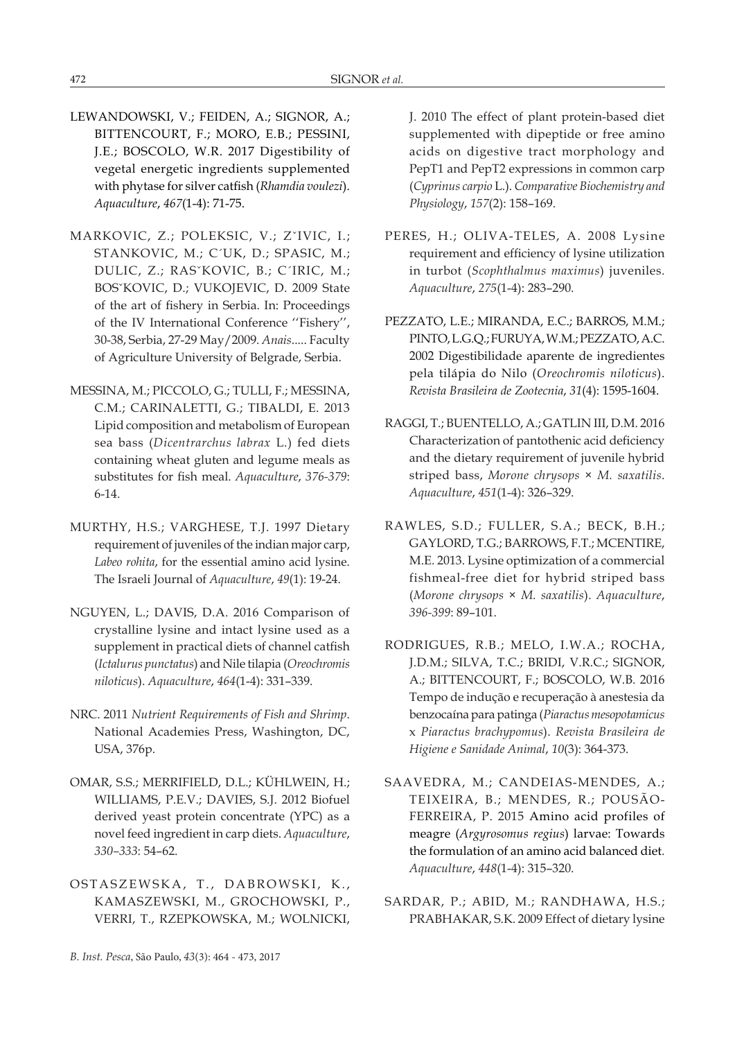LEWANDOWSKI, V.; FEIDEN, A.; SIGNOR, A.; BITTENCOURT, F.; MORO, E.B.; PESSINI, J.E.; BOSCOLO, W.R. 2017 Digestibility of vegetal energetic ingredients supplemented with phytase for silver catfish (*Rhamdia voulezi*). *Aquaculture*, *467*(1-4): 71-75.

MARKOVIC, Z.; POLEKSIC, V.; ZˇIVIC, I.; STANKOVIC, M.; C´UK, D.; SPASIC, M.; DULIC, Z.; RASˇKOVIC, B.; C´IRIC, M.; BOSˇKOVIC, D.; VUKOJEVIC, D. 2009 State of the art of fishery in Serbia. In: Proceedings of the IV International Conference ''Fishery'', 30-38, Serbia, 27-29 May/2009. *Anais*..... Faculty of Agriculture University of Belgrade, Serbia.

MESSINA, M.; PICCOLO, G.; TULLI, F.; MESSINA, C.M.; CARINALETTI, G.; TIBALDI, E. 2013 Lipid composition and metabolism of European sea bass (*Dicentrarchus labrax* L.) fed diets containing wheat gluten and legume meals as substitutes for fish meal. *Aquaculture*, *376-379*: 6-14.

MURTHY, H.S.; VARGHESE, T.J. 1997 Dietary requirement of juveniles of the indian major carp, *Labeo rohita*, for the essential amino acid lysine. The Israeli Journal of *Aquaculture*, *49*(1): 19-24.

NGUYEN, L.; DAVIS, D.A. 2016 Comparison of crystalline lysine and intact lysine used as a supplement in practical diets of channel catfish (*Ictalurus punctatus*) and Nile tilapia (*Oreochromis niloticus*). *Aquaculture*, *464*(1-4): 331–339.

NRC. 2011 *Nutrient Requirements of Fish and Shrimp*. National Academies Press, Washington, DC, USA, 376p.

OMAR, S.S.; MERRIFIELD, D.L.; KÜHLWEIN, H.; WILLIAMS, P.E.V.; DAVIES, S.J. 2012 Biofuel derived yeast protein concentrate (YPC) as a novel feed ingredient in carp diets. *Aquaculture*, *330–333*: 54–62.

OSTASZEWSKA, T., DABROWSKI, K., KAMASZEWSKI, M., GROCHOWSKI, P., VERRI, T., RZEPKOWSKA, M.; WOLNICKI, J. 2010 The effect of plant protein-based diet supplemented with dipeptide or free amino acids on digestive tract morphology and PepT1 and PepT2 expressions in common carp (*Cyprinus carpio* L.). *Comparative Biochemistry and Physiology*, *157*(2): 158–169.

PERES, H.; OLIVA-TELES, A. 2008 Lysine requirement and efficiency of lysine utilization in turbot (*Scophthalmus maximus*) juveniles. *Aquaculture*, *275*(1-4): 283–290.

PEZZATO, L.E.; MIRANDA, E.C.; BARROS, M.M.; PINTO, L.G.Q.; FURUYA, W.M.; PEZZATO, A.C. 2002 Digestibilidade aparente de ingredientes pela tilápia do Nilo (*Oreochromis niloticus*). *Revista Brasileira de Zootecnia*, *31*(4): 1595-1604.

RAGGI, T.; BUENTELLO, A.; GATLIN III, D.M. 2016 Characterization of pantothenic acid deficiency and the dietary requirement of juvenile hybrid striped bass, *Morone chrysops* × *M. saxatilis*. *Aquaculture*, *451*(1-4): 326–329.

RAWLES, S.D.; FULLER, S.A.; BECK, B.H.; GAYLORD, T.G.; BARROWS, F.T.; MCENTIRE, M.E. 2013. Lysine optimization of a commercial fishmeal-free diet for hybrid striped bass (*Morone chrysops* × *M. saxatilis*). *Aquaculture*, *396-399*: 89–101.

RODRIGUES, R.B.; MELO, I.W.A.; ROCHA, J.D.M.; SILVA, T.C.; BRIDI, V.R.C.; SIGNOR, A.; BITTENCOURT, F.; BOSCOLO, W.B. 2016 Tempo de indução e recuperação à anestesia da benzocaína para patinga (*Piaractus mesopotamicus* x *Piaractus brachypomus*). *Revista Brasileira de Higiene e Sanidade Animal*, *10*(3): 364-373.

SAAVEDRA, M.; CANDEIAS-MENDES, A.; TEIXEIRA, B.; MENDES, R.; POUSÃO-FERREIRA, P. 2015 Amino acid profiles of meagre (*Argyrosomus regius*) larvae: Towards the formulation of an amino acid balanced diet. *Aquaculture*, *448*(1-4): 315–320.

SARDAR, P.; ABID, M.; RANDHAWA, H.S.; PRABHAKAR, S.K. 2009 Effect of dietary lysine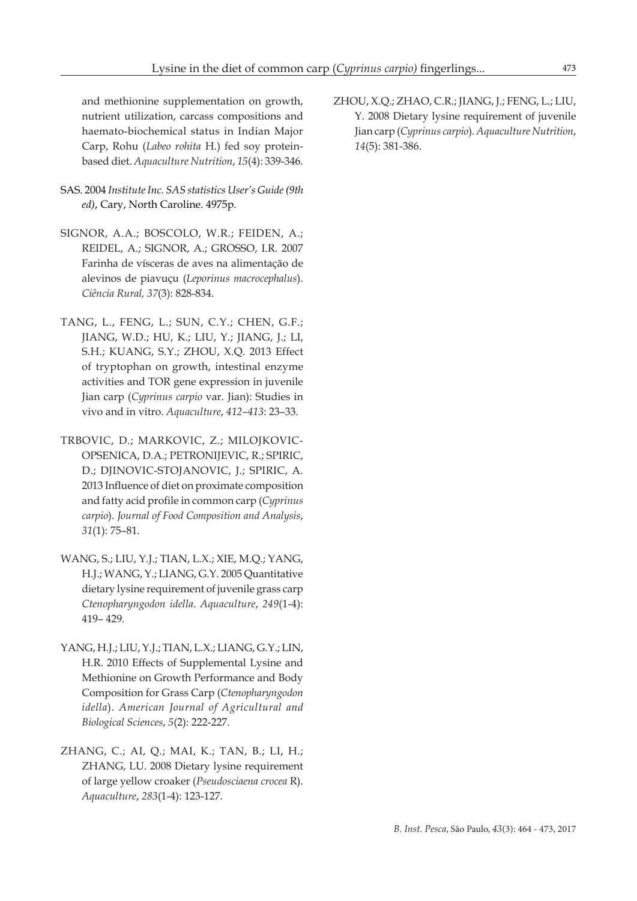and methionine supplementation on growth, nutrient utilization, carcass compositions and haemato-biochemical status in Indian Major Carp, Rohu (*Labeo rohita* H.) fed soy protein-based diet. *Aquaculture Nutrition*, *15*(4): 339-346.

SAS. 2004 *Institute Inc. SAS statistics User's Guide (9th ed)*, Cary, North Caroline. 4975p.

SIGNOR, A.A.; BOSCOLO, W.R.; FEIDEN, A.; REIDEL, A.; SIGNOR, A.; GROSSO, I.R. 2007 Farinha de vísceras de aves na alimentação de alevinos de piavuçu (*Leporinus macrocephalus*). *Ciência Rural, 37*(3): 828-834.

TANG, L., FENG, L.; SUN, C.Y.; CHEN, G.F.; JIANG, W.D.; HU, K.; LIU, Y.; JIANG, J.; LI, S.H.; KUANG, S.Y.; ZHOU, X.Q. 2013 Effect of tryptophan on growth, intestinal enzyme activities and TOR gene expression in juvenile Jian carp (*Cyprinus carpio* var. Jian): Studies in vivo and in vitro. *Aquaculture*, *412–413*: 23–33.

TRBOVIC, D.; MARKOVIC, Z.; MILOJKOVIC-OPSENICA, D.A.; PETRONIJEVIC, R.; SPIRIC, D.; DJINOVIC-STOJANOVIC, J.; SPIRIC, A. 2013 Influence of diet on proximate composition and fatty acid profile in common carp (*Cyprinus carpio*). *Journal of Food Composition and Analysis*, *31*(1): 75–81.

WANG, S.; LIU, Y.J.; TIAN, L.X.; XIE, M.Q.; YANG, H.J.; WANG, Y.; LIANG, G.Y. 2005 Quantitative dietary lysine requirement of juvenile grass carp *Ctenopharyngodon idella*. *Aquaculture*, *249*(1-4): 419– 429.

YANG, H.J.; LIU, Y.J.; TIAN, L.X.; LIANG, G.Y.; LIN, H.R. 2010 Effects of Supplemental Lysine and Methionine on Growth Performance and Body Composition for Grass Carp (*Ctenopharyngodon idella*). *American Journal of Agricultural and Biological Sciences*, *5*(2): 222-227.

ZHANG, C.; AI, Q.; MAI, K.; TAN, B.; LI, H.; ZHANG, LU. 2008 Dietary lysine requirement of large yellow croaker (*Pseudosciaena crocea* R). *Aquaculture*, *283*(1-4): 123-127.

ZHOU, X.Q.; ZHAO, C.R.; JIANG, J.; FENG, L.; LIU, Y. 2008 Dietary lysine requirement of juvenile Jian carp (*Cyprinus carpio*). *Aquaculture Nutrition*, *14*(5): 381-386.